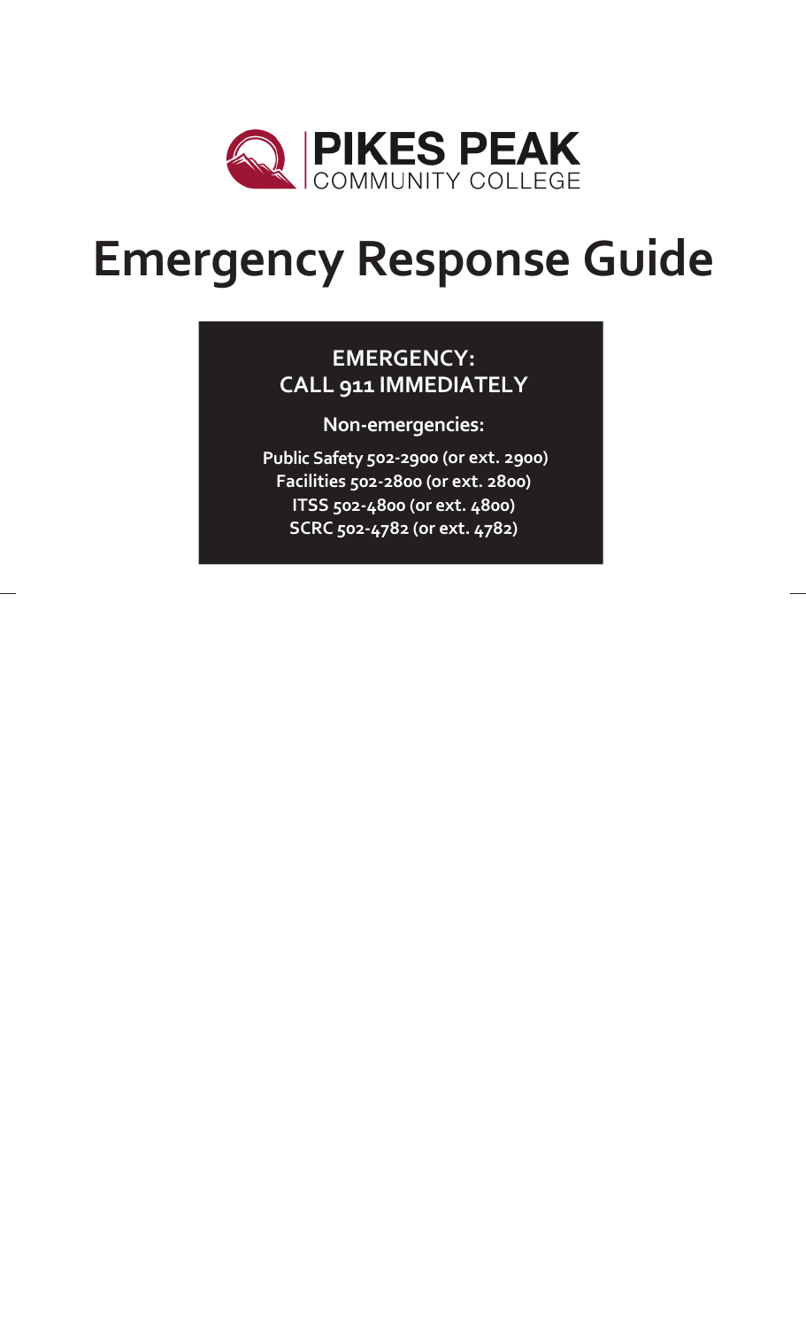PIKES PEAK
COMMUNITY COLLEGE

# Emergency Response Guide

**EMERGENCY:**
**CALL 911 IMMEDIATELY**

**Non-emergencies:**

**Public Safety 502-2900 (or ext. 2900)**
**Facilities 502-2800 (or ext. 2800)**
**ITSS 502-4800 (or ext. 4800)**
**SCRC 502-4782 (or ext. 4782)**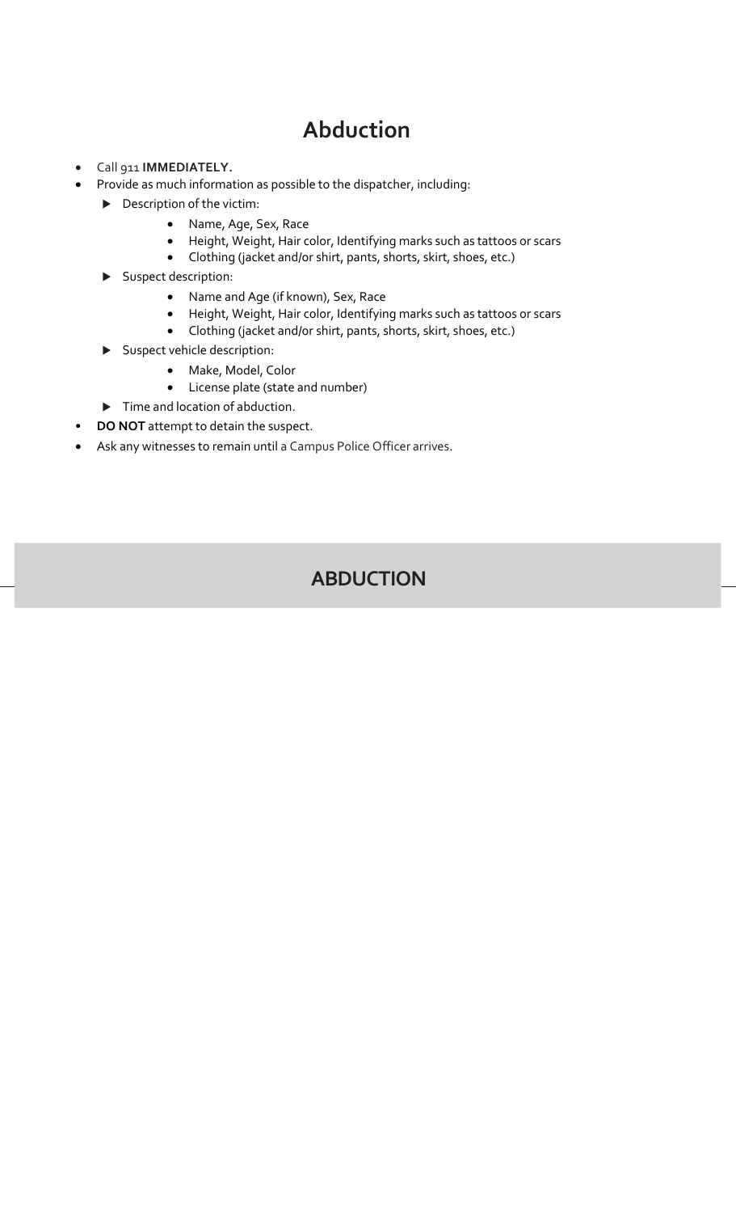# Abduction

- Call 911 **IMMEDIATELY.**
- Provide as much information as possible to the dispatcher, including:
  - Description of the victim:
    - Name, Age, Sex, Race
    - Height, Weight, Hair color, Identifying marks such as tattoos or scars
    - Clothing (jacket and/or shirt, pants, shorts, skirt, shoes, etc.)
  - Suspect description:
    - Name and Age (if known), Sex, Race
    - Height, Weight, Hair color, Identifying marks such as tattoos or scars
    - Clothing (jacket and/or shirt, pants, shorts, skirt, shoes, etc.)
  - Suspect vehicle description:
    - Make, Model, Color
    - License plate (state and number)
  - Time and location of abduction.
- **DO NOT** attempt to detain the suspect.
- Ask any witnesses to remain until a Campus Police Officer arrives.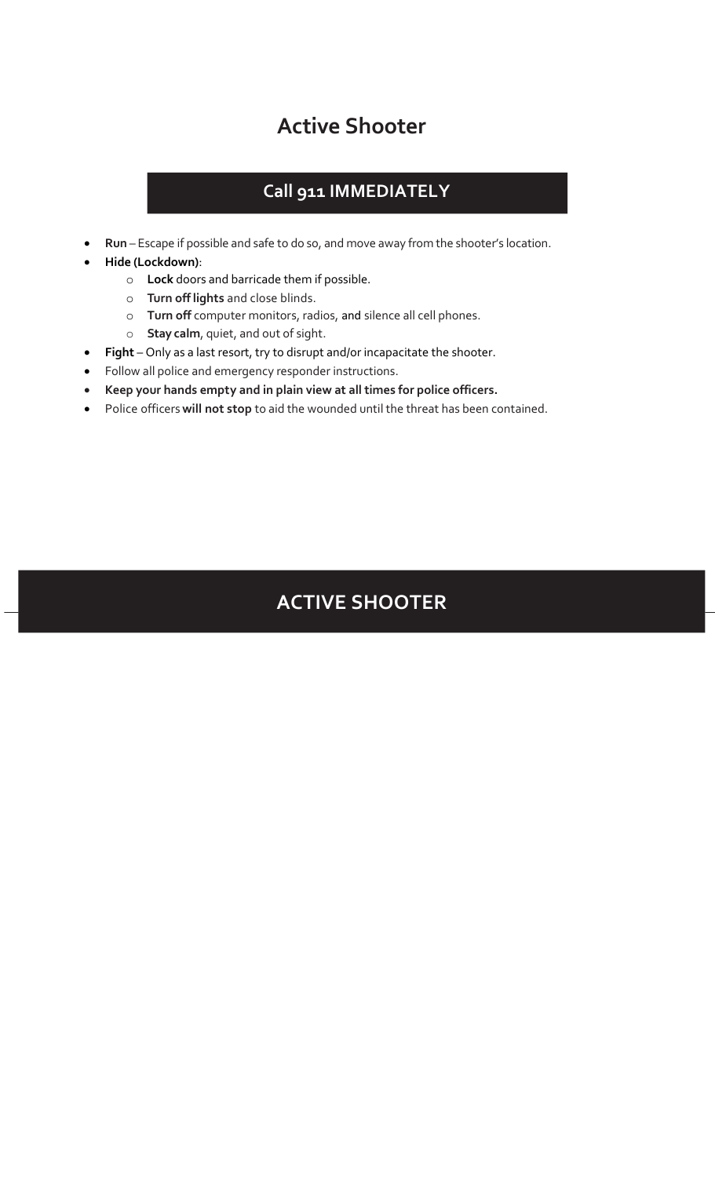# Active Shooter

## Call 911 IMMEDIATELY

- **Run** – Escape if possible and safe to do so, and move away from the shooter's location.
- **Hide (Lockdown)**:
  - **Lock** doors and barricade them if possible.
  - **Turn off lights** and close blinds.
  - **Turn off** computer monitors, radios, and silence all cell phones.
  - **Stay calm**, quiet, and out of sight.
- **Fight** – Only as a last resort, try to disrupt and/or incapacitate the shooter.
- Follow all police and emergency responder instructions.
- **Keep your hands empty and in plain view at all times for police officers.**
- Police officers **will not stop** to aid the wounded until the threat has been contained.

## ACTIVE SHOOTER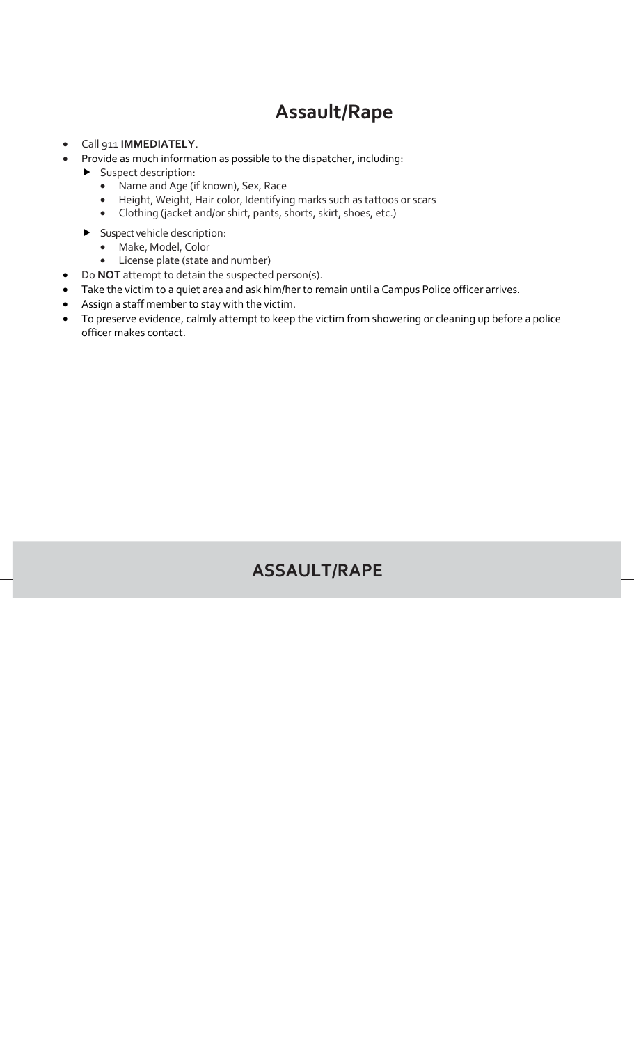# Assault/Rape

- Call 911 **IMMEDIATELY**.
- Provide as much information as possible to the dispatcher, including:
  - Suspect description:
    - Name and Age (if known), Sex, Race
    - Height, Weight, Hair color, Identifying marks such as tattoos or scars
    - Clothing (jacket and/or shirt, pants, shorts, skirt, shoes, etc.)
  - Suspect vehicle description:
    - Make, Model, Color
    - License plate (state and number)
- Do **NOT** attempt to detain the suspected person(s).
- Take the victim to a quiet area and ask him/her to remain until a Campus Police officer arrives.
- Assign a staff member to stay with the victim.
- To preserve evidence, calmly attempt to keep the victim from showering or cleaning up before a police officer makes contact.

## ASSAULT/RAPE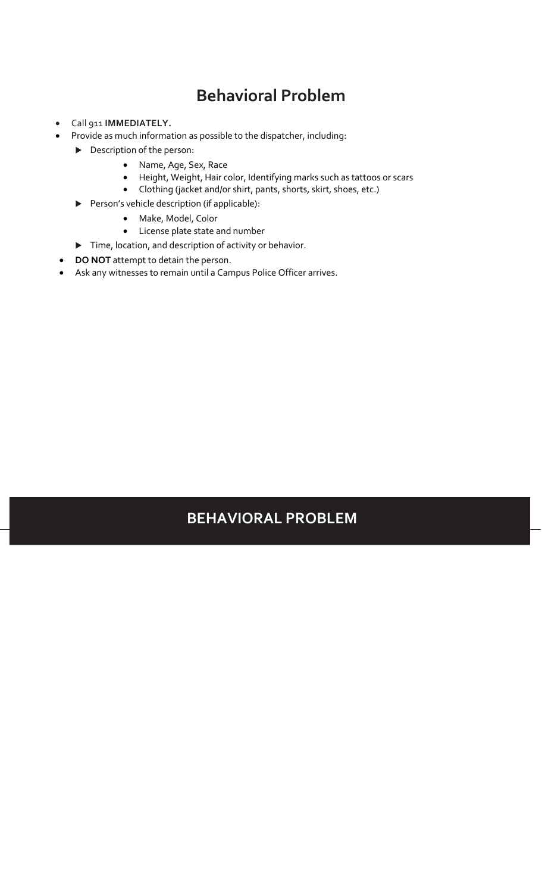# Behavioral Problem

- Call 911 **IMMEDIATELY.**
- Provide as much information as possible to the dispatcher, including:
  - Description of the person:
    - Name, Age, Sex, Race
    - Height, Weight, Hair color, Identifying marks such as tattoos or scars
    - Clothing (jacket and/or shirt, pants, shorts, skirt, shoes, etc.)
  - Person's vehicle description (if applicable):
    - Make, Model, Color
    - License plate state and number
  - Time, location, and description of activity or behavior.
- **DO NOT** attempt to detain the person.
- Ask any witnesses to remain until a Campus Police Officer arrives.

## BEHAVIORAL PROBLEM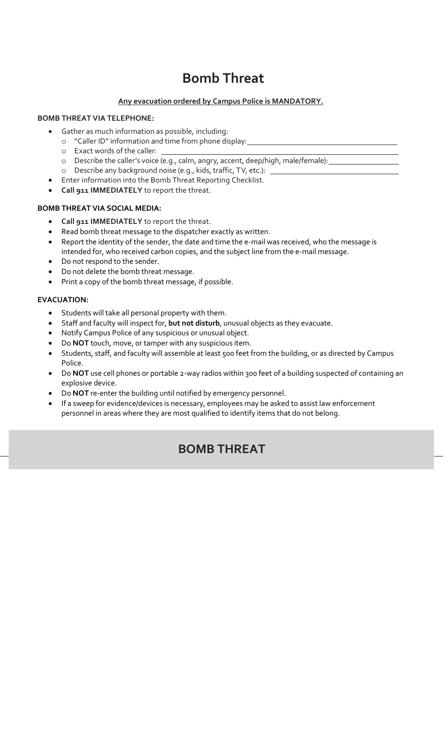# Bomb Threat

**Any evacuation ordered by Campus Police is MANDATORY.**

**BOMB THREAT VIA TELEPHONE:**

- Gather as much information as possible, including:
  - "Caller ID" information and time from phone display: ____________________
  - Exact words of the caller: ____________________
  - Describe the caller's voice (e.g., calm, angry, accent, deep/high, male/female): ____________________
  - Describe any background noise (e.g., kids, traffic, TV, etc.): ____________________
- Enter information into the Bomb Threat Reporting Checklist.
- **Call 911 IMMEDIATELY** to report the threat.

**BOMB THREAT VIA SOCIAL MEDIA:**

- **Call 911 IMMEDIATELY** to report the threat.
- Read bomb threat message to the dispatcher exactly as written.
- Report the identity of the sender, the date and time the e-mail was received, who the message is intended for, who received carbon copies, and the subject line from the e-mail message.
- Do not respond to the sender.
- Do not delete the bomb threat message.
- Print a copy of the bomb threat message, if possible.

**EVACUATION:**

- Students will take all personal property with them.
- Staff and faculty will inspect for, **but not disturb**, unusual objects as they evacuate.
- Notify Campus Police of any suspicious or unusual object.
- Do **NOT** touch, move, or tamper with any suspicious item.
- Students, staff, and faculty will assemble at least 500 feet from the building, or as directed by Campus Police.
- Do **NOT** use cell phones or portable 2-way radios within 300 feet of a building suspected of containing an explosive device.
- Do **NOT** re-enter the building until notified by emergency personnel.
- If a sweep for evidence/devices is necessary, employees may be asked to assist law enforcement personnel in areas where they are most qualified to identify items that do not belong.

## BOMB THREAT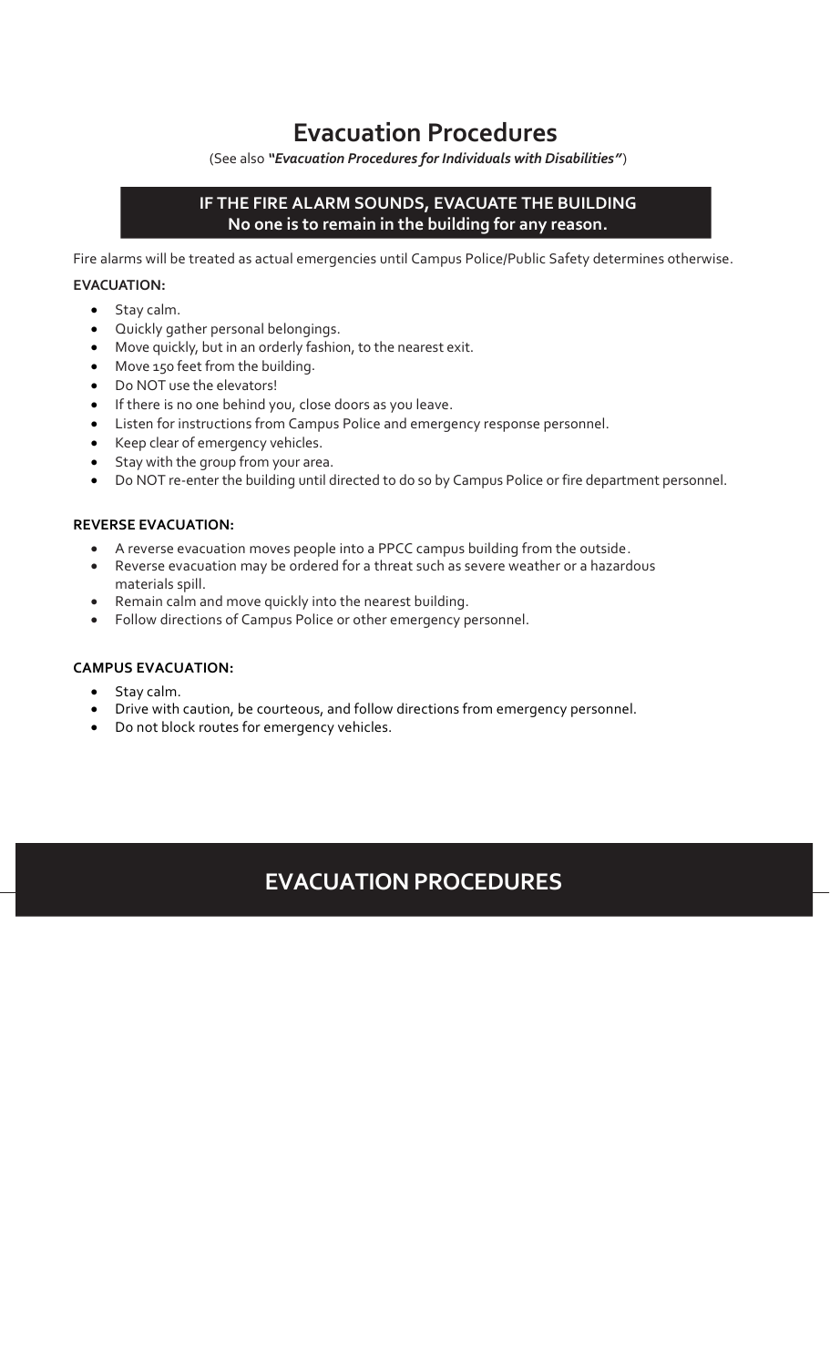# Evacuation Procedures

(See also ***"Evacuation Procedures for Individuals with Disabilities"***)

**IF THE FIRE ALARM SOUNDS, EVACUATE THE BUILDING**
**No one is to remain in the building for any reason.**

Fire alarms will be treated as actual emergencies until Campus Police/Public Safety determines otherwise.

**EVACUATION:**

- Stay calm.
- Quickly gather personal belongings.
- Move quickly, but in an orderly fashion, to the nearest exit.
- Move 150 feet from the building.
- Do NOT use the elevators!
- If there is no one behind you, close doors as you leave.
- Listen for instructions from Campus Police and emergency response personnel.
- Keep clear of emergency vehicles.
- Stay with the group from your area.
- Do NOT re-enter the building until directed to do so by Campus Police or fire department personnel.

**REVERSE EVACUATION:**

- A reverse evacuation moves people into a PPCC campus building from the outside.
- Reverse evacuation may be ordered for a threat such as severe weather or a hazardous materials spill.
- Remain calm and move quickly into the nearest building.
- Follow directions of Campus Police or other emergency personnel.

**CAMPUS EVACUATION:**

- Stay calm.
- Drive with caution, be courteous, and follow directions from emergency personnel.
- Do not block routes for emergency vehicles.

## EVACUATION PROCEDURES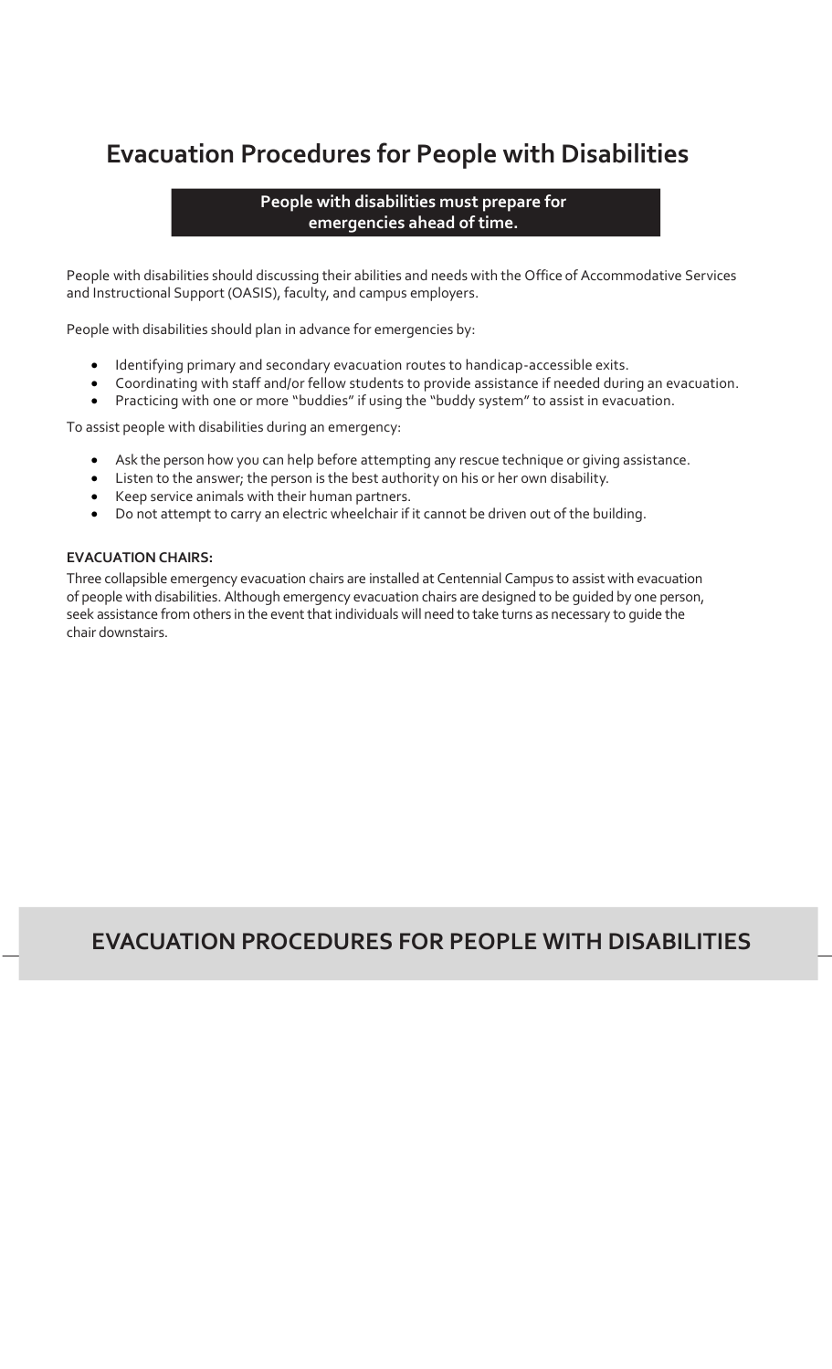# Evacuation Procedures for People with Disabilities

**People with disabilities must prepare for emergencies ahead of time.**

People with disabilities should discussing their abilities and needs with the Office of Accommodative Services and Instructional Support (OASIS), faculty, and campus employers.

People with disabilities should plan in advance for emergencies by:

- Identifying primary and secondary evacuation routes to handicap-accessible exits.
- Coordinating with staff and/or fellow students to provide assistance if needed during an evacuation.
- Practicing with one or more "buddies" if using the "buddy system" to assist in evacuation.

To assist people with disabilities during an emergency:

- Ask the person how you can help before attempting any rescue technique or giving assistance.
- Listen to the answer; the person is the best authority on his or her own disability.
- Keep service animals with their human partners.
- Do not attempt to carry an electric wheelchair if it cannot be driven out of the building.

**EVACUATION CHAIRS:**

Three collapsible emergency evacuation chairs are installed at Centennial Campus to assist with evacuation of people with disabilities. Although emergency evacuation chairs are designed to be guided by one person, seek assistance from others in the event that individuals will need to take turns as necessary to guide the chair downstairs.

## EVACUATION PROCEDURES FOR PEOPLE WITH DISABILITIES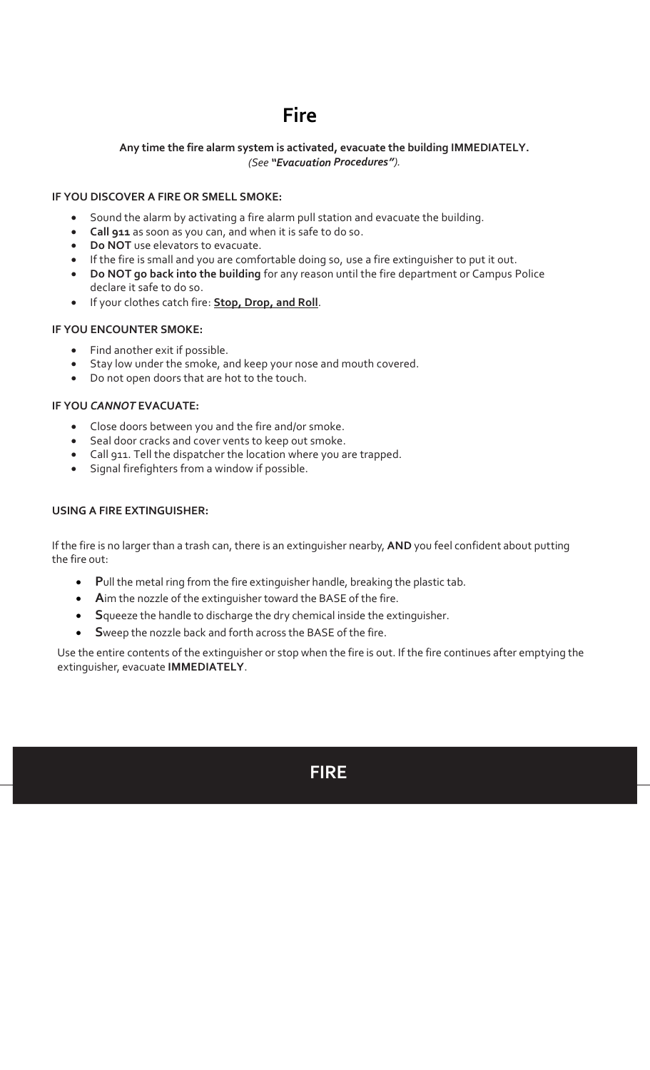# Fire

**Any time the fire alarm system is activated, evacuate the building IMMEDIATELY.**
*(See **"Evacuation Procedures"**).*

**IF YOU DISCOVER A FIRE OR SMELL SMOKE:**

- Sound the alarm by activating a fire alarm pull station and evacuate the building.
- **Call 911** as soon as you can, and when it is safe to do so.
- **Do NOT** use elevators to evacuate.
- If the fire is small and you are comfortable doing so, use a fire extinguisher to put it out.
- **Do NOT go back into the building** for any reason until the fire department or Campus Police declare it safe to do so.
- If your clothes catch fire: **Stop, Drop, and Roll**.

**IF YOU ENCOUNTER SMOKE:**

- Find another exit if possible.
- Stay low under the smoke, and keep your nose and mouth covered.
- Do not open doors that are hot to the touch.

**IF YOU *CANNOT* EVACUATE:**

- Close doors between you and the fire and/or smoke.
- Seal door cracks and cover vents to keep out smoke.
- Call 911. Tell the dispatcher the location where you are trapped.
- Signal firefighters from a window if possible.

**USING A FIRE EXTINGUISHER:**

If the fire is no larger than a trash can, there is an extinguisher nearby, **AND** you feel confident about putting the fire out:

- **P**ull the metal ring from the fire extinguisher handle, breaking the plastic tab.
- **A**im the nozzle of the extinguisher toward the BASE of the fire.
- **S**queeze the handle to discharge the dry chemical inside the extinguisher.
- **S**weep the nozzle back and forth across the BASE of the fire.

Use the entire contents of the extinguisher or stop when the fire is out. If the fire continues after emptying the extinguisher, evacuate **IMMEDIATELY**.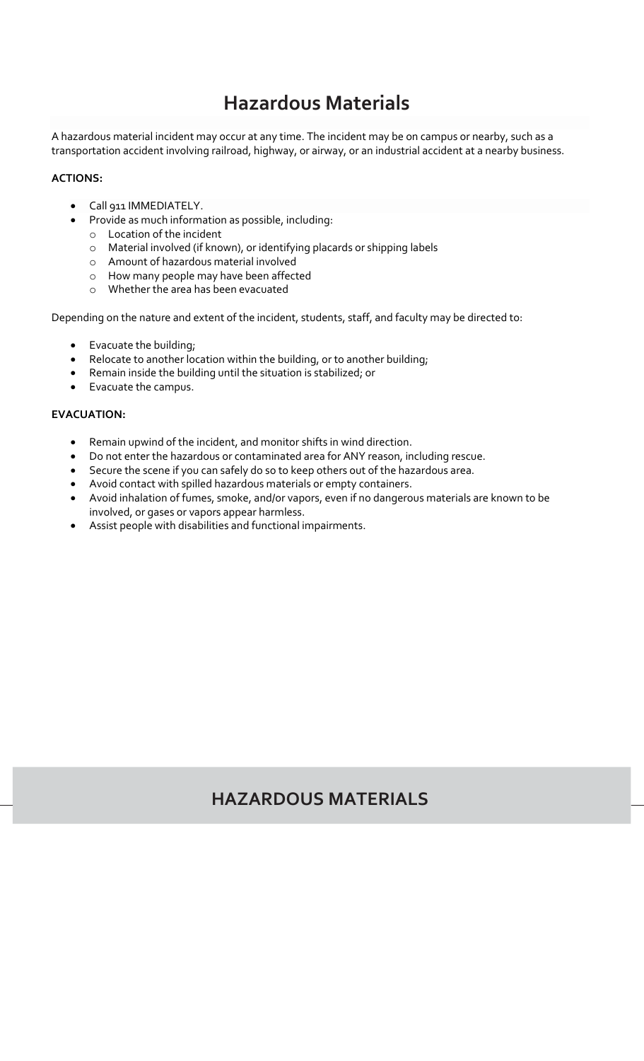# Hazardous Materials

A hazardous material incident may occur at any time. The incident may be on campus or nearby, such as a transportation accident involving railroad, highway, or airway, or an industrial accident at a nearby business.

**ACTIONS:**

- Call 911 IMMEDIATELY.
- Provide as much information as possible, including:
  - Location of the incident
  - Material involved (if known), or identifying placards or shipping labels
  - Amount of hazardous material involved
  - How many people may have been affected
  - Whether the area has been evacuated

Depending on the nature and extent of the incident, students, staff, and faculty may be directed to:

- Evacuate the building;
- Relocate to another location within the building, or to another building;
- Remain inside the building until the situation is stabilized; or
- Evacuate the campus.

**EVACUATION:**

- Remain upwind of the incident, and monitor shifts in wind direction.
- Do not enter the hazardous or contaminated area for ANY reason, including rescue.
- Secure the scene if you can safely do so to keep others out of the hazardous area.
- Avoid contact with spilled hazardous materials or empty containers.
- Avoid inhalation of fumes, smoke, and/or vapors, even if no dangerous materials are known to be involved, or gases or vapors appear harmless.
- Assist people with disabilities and functional impairments.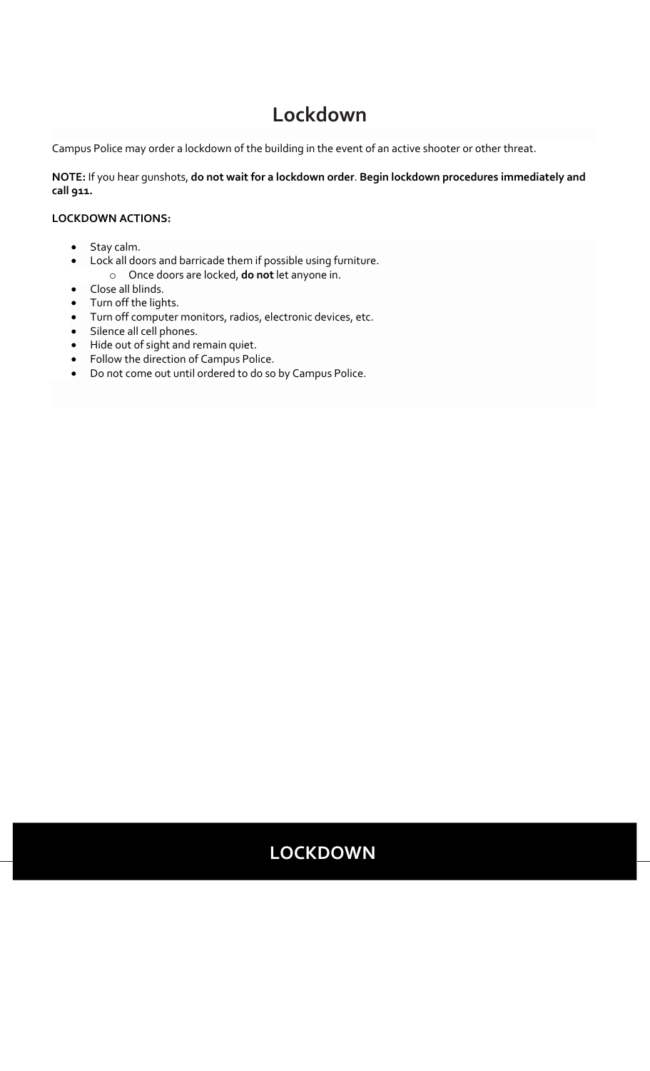# Lockdown

Campus Police may order a lockdown of the building in the event of an active shooter or other threat.

**NOTE:** If you hear gunshots, **do not wait for a lockdown order**. **Begin lockdown procedures immediately and call 911.**

**LOCKDOWN ACTIONS:**

- Stay calm.
- Lock all doors and barricade them if possible using furniture.
  - Once doors are locked, **do not** let anyone in.
- Close all blinds.
- Turn off the lights.
- Turn off computer monitors, radios, electronic devices, etc.
- Silence all cell phones.
- Hide out of sight and remain quiet.
- Follow the direction of Campus Police.
- Do not come out until ordered to do so by Campus Police.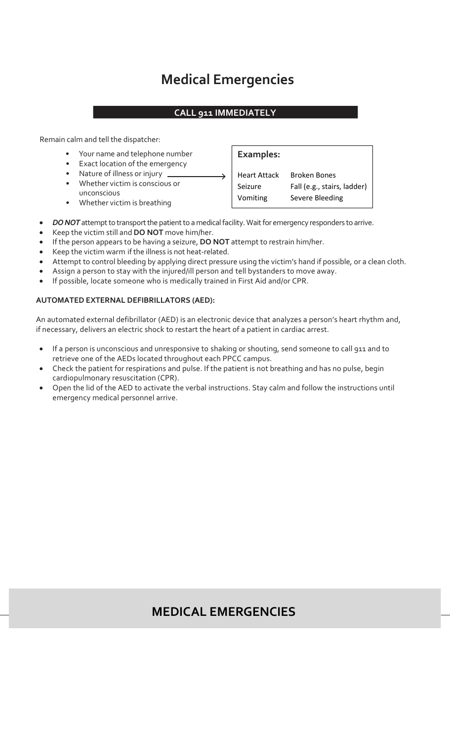# Medical Emergencies

**CALL 911 IMMEDIATELY**

Remain calm and tell the dispatcher:

- Your name and telephone number
- Exact location of the emergency
- Nature of illness or injury →
- Whether victim is conscious or unconscious
- Whether victim is breathing

**Examples:**

| | |
|---|---|
| Heart Attack | Broken Bones |
| Seizure | Fall (e.g., stairs, ladder) |
| Vomiting | Severe Bleeding |

- ***DO NOT*** attempt to transport the patient to a medical facility. Wait for emergency responders to arrive.
- Keep the victim still and **DO NOT** move him/her.
- If the person appears to be having a seizure, **DO NOT** attempt to restrain him/her.
- Keep the victim warm if the illness is not heat-related.
- Attempt to control bleeding by applying direct pressure using the victim's hand if possible, or a clean cloth.
- Assign a person to stay with the injured/ill person and tell bystanders to move away.
- If possible, locate someone who is medically trained in First Aid and/or CPR.

**AUTOMATED EXTERNAL DEFIBRILLATORS (AED):**

An automated external defibrillator (AED) is an electronic device that analyzes a person's heart rhythm and, if necessary, delivers an electric shock to restart the heart of a patient in cardiac arrest.

- If a person is unconscious and unresponsive to shaking or shouting, send someone to call 911 and to retrieve one of the AEDs located throughout each PPCC campus.
- Check the patient for respirations and pulse. If the patient is not breathing and has no pulse, begin cardiopulmonary resuscitation (CPR).
- Open the lid of the AED to activate the verbal instructions. Stay calm and follow the instructions until emergency medical personnel arrive.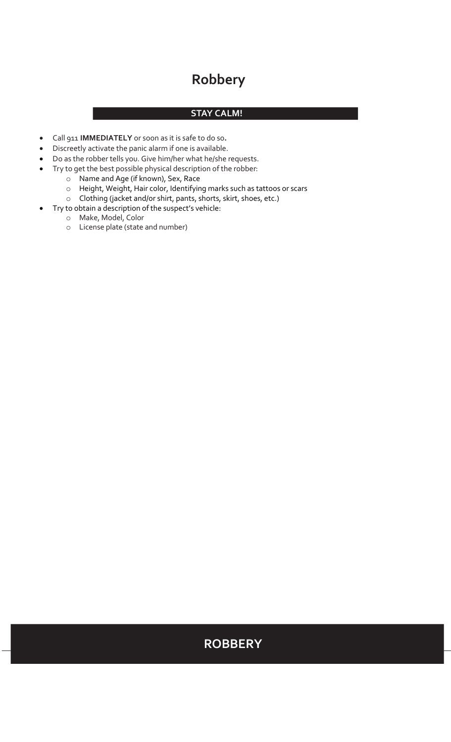# Robbery

**STAY CALM!**

- Call 911 **IMMEDIATELY** or soon as it is safe to do so**.**
- Discreetly activate the panic alarm if one is available.
- Do as the robber tells you. Give him/her what he/she requests.
- Try to get the best possible physical description of the robber:
  - Name and Age (if known), Sex, Race
  - Height, Weight, Hair color, Identifying marks such as tattoos or scars
  - Clothing (jacket and/or shirt, pants, shorts, skirt, shoes, etc.)
- Try to obtain a description of the suspect's vehicle:
  - Make, Model, Color
  - License plate (state and number)

**ROBBERY**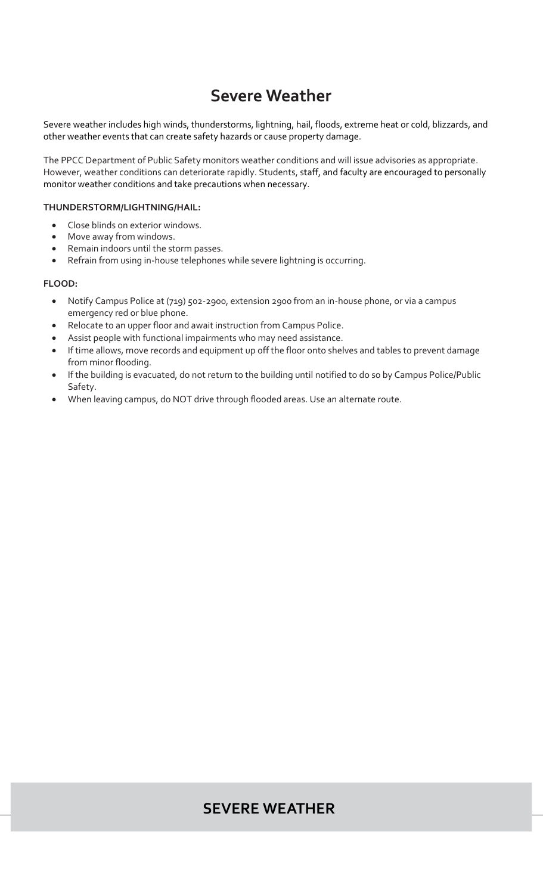# Severe Weather

Severe weather includes high winds, thunderstorms, lightning, hail, floods, extreme heat or cold, blizzards, and other weather events that can create safety hazards or cause property damage.

The PPCC Department of Public Safety monitors weather conditions and will issue advisories as appropriate. However, weather conditions can deteriorate rapidly. Students, staff, and faculty are encouraged to personally monitor weather conditions and take precautions when necessary.

**THUNDERSTORM/LIGHTNING/HAIL:**

- Close blinds on exterior windows.
- Move away from windows.
- Remain indoors until the storm passes.
- Refrain from using in-house telephones while severe lightning is occurring.

**FLOOD:**

- Notify Campus Police at (719) 502-2900, extension 2900 from an in-house phone, or via a campus emergency red or blue phone.
- Relocate to an upper floor and await instruction from Campus Police.
- Assist people with functional impairments who may need assistance.
- If time allows, move records and equipment up off the floor onto shelves and tables to prevent damage from minor flooding.
- If the building is evacuated, do not return to the building until notified to do so by Campus Police/Public Safety.
- When leaving campus, do NOT drive through flooded areas. Use an alternate route.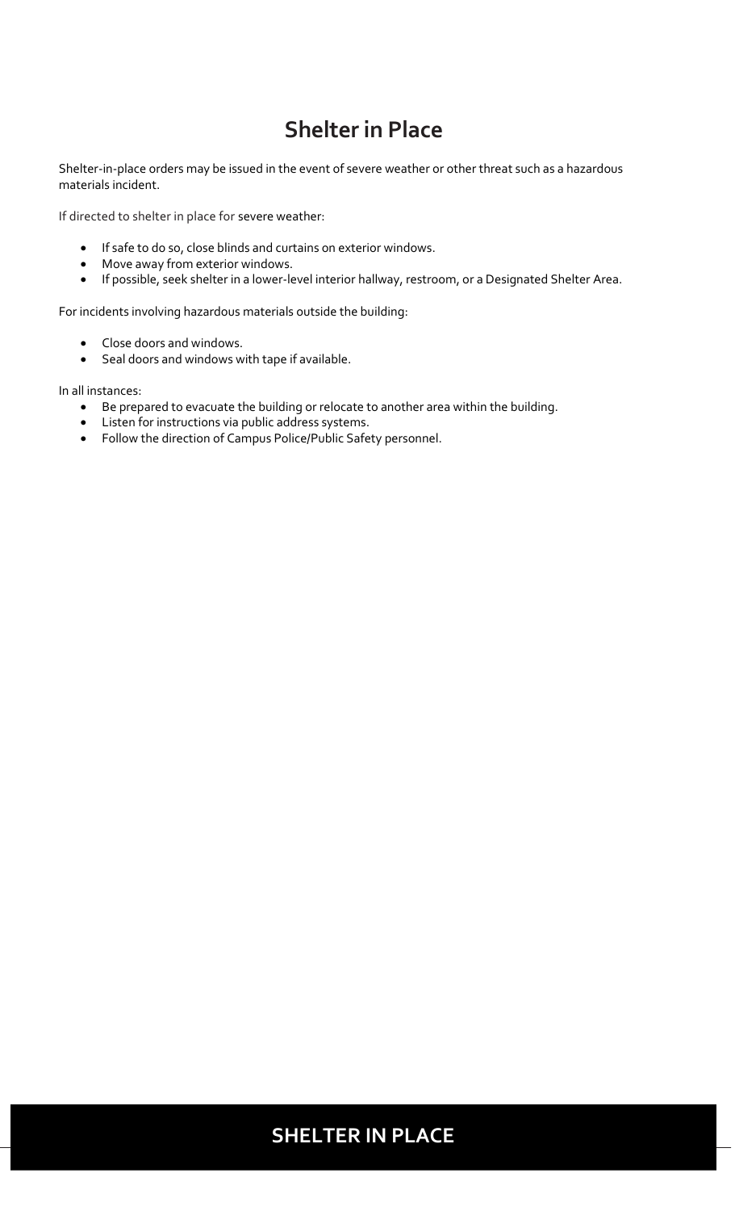# Shelter in Place

Shelter-in-place orders may be issued in the event of severe weather or other threat such as a hazardous materials incident.

If directed to shelter in place for severe weather:

- If safe to do so, close blinds and curtains on exterior windows.
- Move away from exterior windows.
- If possible, seek shelter in a lower-level interior hallway, restroom, or a Designated Shelter Area.

For incidents involving hazardous materials outside the building:

- Close doors and windows.
- Seal doors and windows with tape if available.

In all instances:

- Be prepared to evacuate the building or relocate to another area within the building.
- Listen for instructions via public address systems.
- Follow the direction of Campus Police/Public Safety personnel.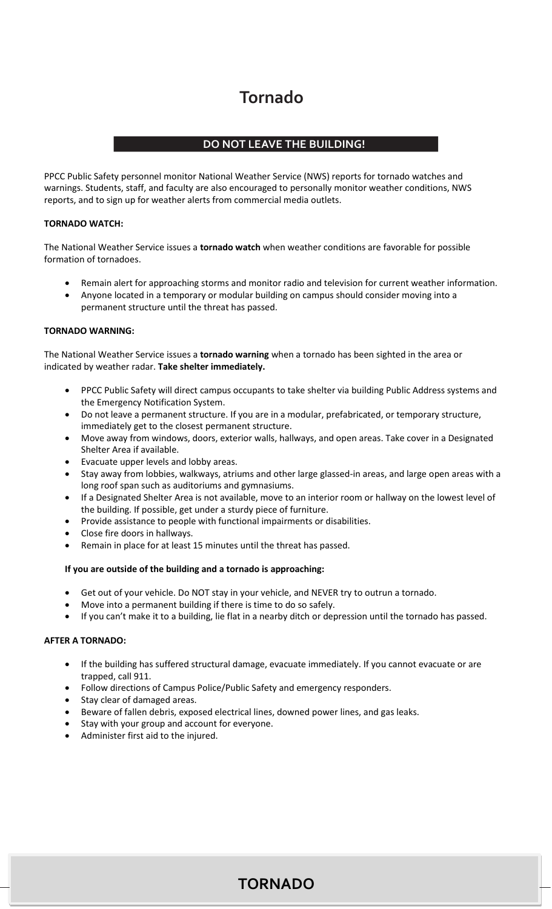# Tornado

**DO NOT LEAVE THE BUILDING!**

PPCC Public Safety personnel monitor National Weather Service (NWS) reports for tornado watches and warnings. Students, staff, and faculty are also encouraged to personally monitor weather conditions, NWS reports, and to sign up for weather alerts from commercial media outlets.

**TORNADO WATCH:**

The National Weather Service issues a **tornado watch** when weather conditions are favorable for possible formation of tornadoes.

- Remain alert for approaching storms and monitor radio and television for current weather information.
- Anyone located in a temporary or modular building on campus should consider moving into a permanent structure until the threat has passed.

**TORNADO WARNING:**

The National Weather Service issues a **tornado warning** when a tornado has been sighted in the area or indicated by weather radar. **Take shelter immediately.**

- PPCC Public Safety will direct campus occupants to take shelter via building Public Address systems and the Emergency Notification System.
- Do not leave a permanent structure. If you are in a modular, prefabricated, or temporary structure, immediately get to the closest permanent structure.
- Move away from windows, doors, exterior walls, hallways, and open areas. Take cover in a Designated Shelter Area if available.
- Evacuate upper levels and lobby areas.
- Stay away from lobbies, walkways, atriums and other large glassed-in areas, and large open areas with a long roof span such as auditoriums and gymnasiums.
- If a Designated Shelter Area is not available, move to an interior room or hallway on the lowest level of the building. If possible, get under a sturdy piece of furniture.
- Provide assistance to people with functional impairments or disabilities.
- Close fire doors in hallways.
- Remain in place for at least 15 minutes until the threat has passed.

**If you are outside of the building and a tornado is approaching:**

- Get out of your vehicle. Do NOT stay in your vehicle, and NEVER try to outrun a tornado.
- Move into a permanent building if there is time to do so safely.
- If you can't make it to a building, lie flat in a nearby ditch or depression until the tornado has passed.

**AFTER A TORNADO:**

- If the building has suffered structural damage, evacuate immediately. If you cannot evacuate or are trapped, call 911.
- Follow directions of Campus Police/Public Safety and emergency responders.
- Stay clear of damaged areas.
- Beware of fallen debris, exposed electrical lines, downed power lines, and gas leaks.
- Stay with your group and account for everyone.
- Administer first aid to the injured.